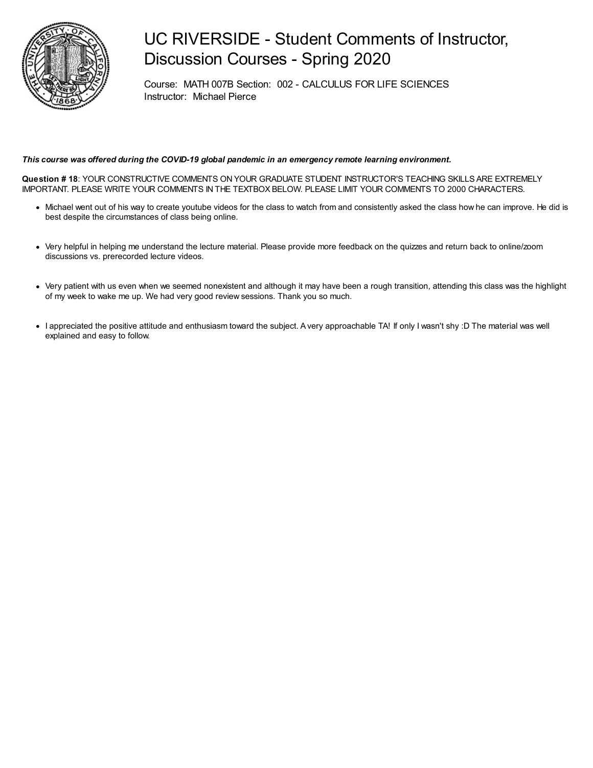# UC RIVERSIDE - Student Comments of Instructor, Discussion Courses - Spring 2020

Course: MATH 007B Section: 002 - CALCULUS FOR LIFE SCIENCES
Instructor: Michael Pierce

***This course was offered during the COVID-19 global pandemic in an emergency remote learning environment.***

**Question # 18**: YOUR CONSTRUCTIVE COMMENTS ON YOUR GRADUATE STUDENT INSTRUCTOR'S TEACHING SKILLS ARE EXTREMELY IMPORTANT. PLEASE WRITE YOUR COMMENTS IN THE TEXTBOX BELOW. PLEASE LIMIT YOUR COMMENTS TO 2000 CHARACTERS.

- Michael went out of his way to create youtube videos for the class to watch from and consistently asked the class how he can improve. He did is best despite the circumstances of class being online.
- Very helpful in helping me understand the lecture material. Please provide more feedback on the quizzes and return back to online/zoom discussions vs. prerecorded lecture videos.
- Very patient with us even when we seemed nonexistent and although it may have been a rough transition, attending this class was the highlight of my week to wake me up. We had very good review sessions. Thank you so much.
- I appreciated the positive attitude and enthusiasm toward the subject. A very approachable TA! If only I wasn't shy :D The material was well explained and easy to follow.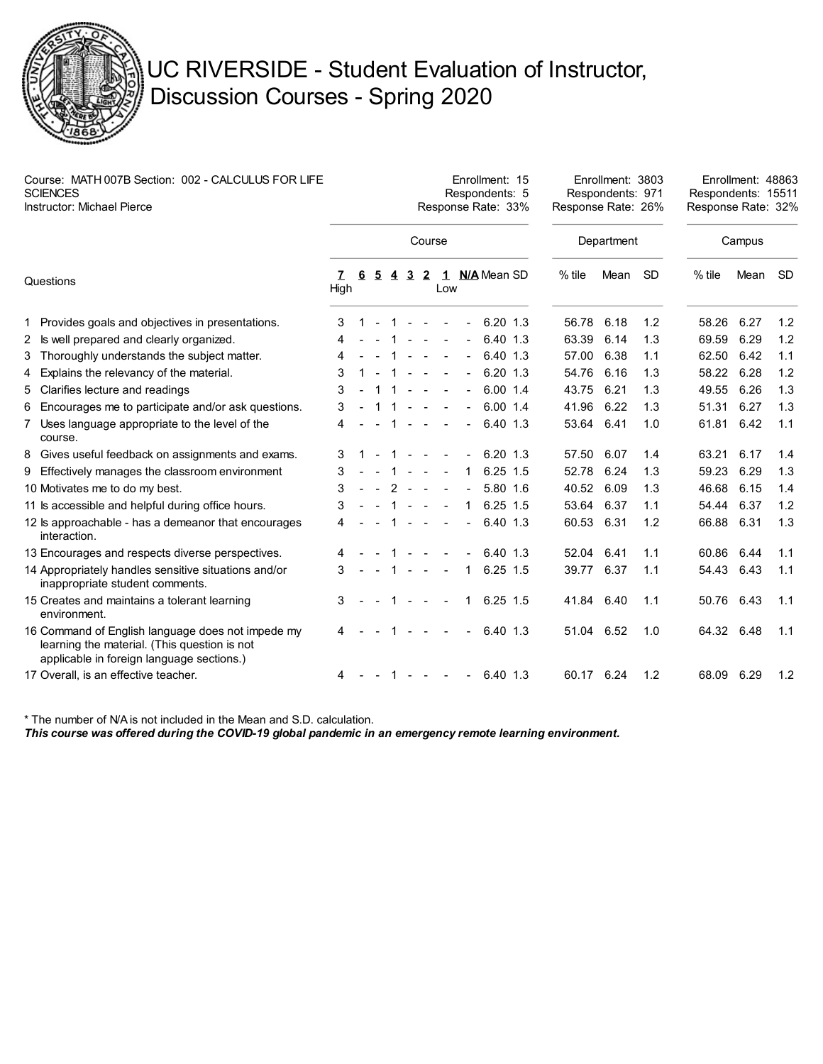# UC RIVERSIDE - Student Evaluation of Instructor, Discussion Courses - Spring 2020

Course: MATH 007B Section: 002 - CALCULUS FOR LIFE SCIENCES
Instructor: Michael Pierce

| | Course | Department | Campus |
|---|---|---|---|
| Enrollment | 15 | 3803 | 48863 |
| Respondents | 5 | 971 | 15511 |
| Response Rate | 33% | 26% | 32% |

| Questions | 7 High | 6 | 5 | 4 | 3 | 2 | 1 Low | N/A | Mean | SD | Dept. % tile | Dept. Mean | Dept. SD | Campus % tile | Campus Mean | Campus SD |
|---|---|---|---|---|---|---|---|---|---|---|---|---|---|---|---|---|
| 1 Provides goals and objectives in presentations. | 3 | 1 | - | 1 | - | - | - | - | 6.20 | 1.3 | 56.78 | 6.18 | 1.2 | 58.26 | 6.27 | 1.2 |
| 2 Is well prepared and clearly organized. | 4 | - | - | 1 | - | - | - | - | 6.40 | 1.3 | 63.39 | 6.14 | 1.3 | 69.59 | 6.29 | 1.2 |
| 3 Thoroughly understands the subject matter. | 4 | - | - | 1 | - | - | - | - | 6.40 | 1.3 | 57.00 | 6.38 | 1.1 | 62.50 | 6.42 | 1.1 |
| 4 Explains the relevancy of the material. | 3 | 1 | - | 1 | - | - | - | - | 6.20 | 1.3 | 54.76 | 6.16 | 1.3 | 58.22 | 6.28 | 1.2 |
| 5 Clarifies lecture and readings | 3 | - | 1 | 1 | - | - | - | - | 6.00 | 1.4 | 43.75 | 6.21 | 1.3 | 49.55 | 6.26 | 1.3 |
| 6 Encourages me to participate and/or ask questions. | 3 | - | 1 | 1 | - | - | - | - | 6.00 | 1.4 | 41.96 | 6.22 | 1.3 | 51.31 | 6.27 | 1.3 |
| 7 Uses language appropriate to the level of the course. | 4 | - | - | 1 | - | - | - | - | 6.40 | 1.3 | 53.64 | 6.41 | 1.0 | 61.81 | 6.42 | 1.1 |
| 8 Gives useful feedback on assignments and exams. | 3 | 1 | - | 1 | - | - | - | - | 6.20 | 1.3 | 57.50 | 6.07 | 1.4 | 63.21 | 6.17 | 1.4 |
| 9 Effectively manages the classroom environment | 3 | - | - | 1 | - | - | - | 1 | 6.25 | 1.5 | 52.78 | 6.24 | 1.3 | 59.23 | 6.29 | 1.3 |
| 10 Motivates me to do my best. | 3 | - | - | 2 | - | - | - | - | 5.80 | 1.6 | 40.52 | 6.09 | 1.3 | 46.68 | 6.15 | 1.4 |
| 11 Is accessible and helpful during office hours. | 3 | - | - | 1 | - | - | - | 1 | 6.25 | 1.5 | 53.64 | 6.37 | 1.1 | 54.44 | 6.37 | 1.2 |
| 12 Is approachable - has a demeanor that encourages interaction. | 4 | - | - | 1 | - | - | - | - | 6.40 | 1.3 | 60.53 | 6.31 | 1.2 | 66.88 | 6.31 | 1.3 |
| 13 Encourages and respects diverse perspectives. | 4 | - | - | 1 | - | - | - | - | 6.40 | 1.3 | 52.04 | 6.41 | 1.1 | 60.86 | 6.44 | 1.1 |
| 14 Appropriately handles sensitive situations and/or inappropriate student comments. | 3 | - | - | 1 | - | - | - | 1 | 6.25 | 1.5 | 39.77 | 6.37 | 1.1 | 54.43 | 6.43 | 1.1 |
| 15 Creates and maintains a tolerant learning environment. | 3 | - | - | 1 | - | - | - | 1 | 6.25 | 1.5 | 41.84 | 6.40 | 1.1 | 50.76 | 6.43 | 1.1 |
| 16 Command of English language does not impede my learning the material. (This question is not applicable in foreign language sections.) | 4 | - | - | 1 | - | - | - | - | 6.40 | 1.3 | 51.04 | 6.52 | 1.0 | 64.32 | 6.48 | 1.1 |
| 17 Overall, is an effective teacher. | 4 | - | - | 1 | - | - | - | - | 6.40 | 1.3 | 60.17 | 6.24 | 1.2 | 68.09 | 6.29 | 1.2 |

* The number of N/A is not included in the Mean and S.D. calculation.

***This course was offered during the COVID-19 global pandemic in an emergency remote learning environment.***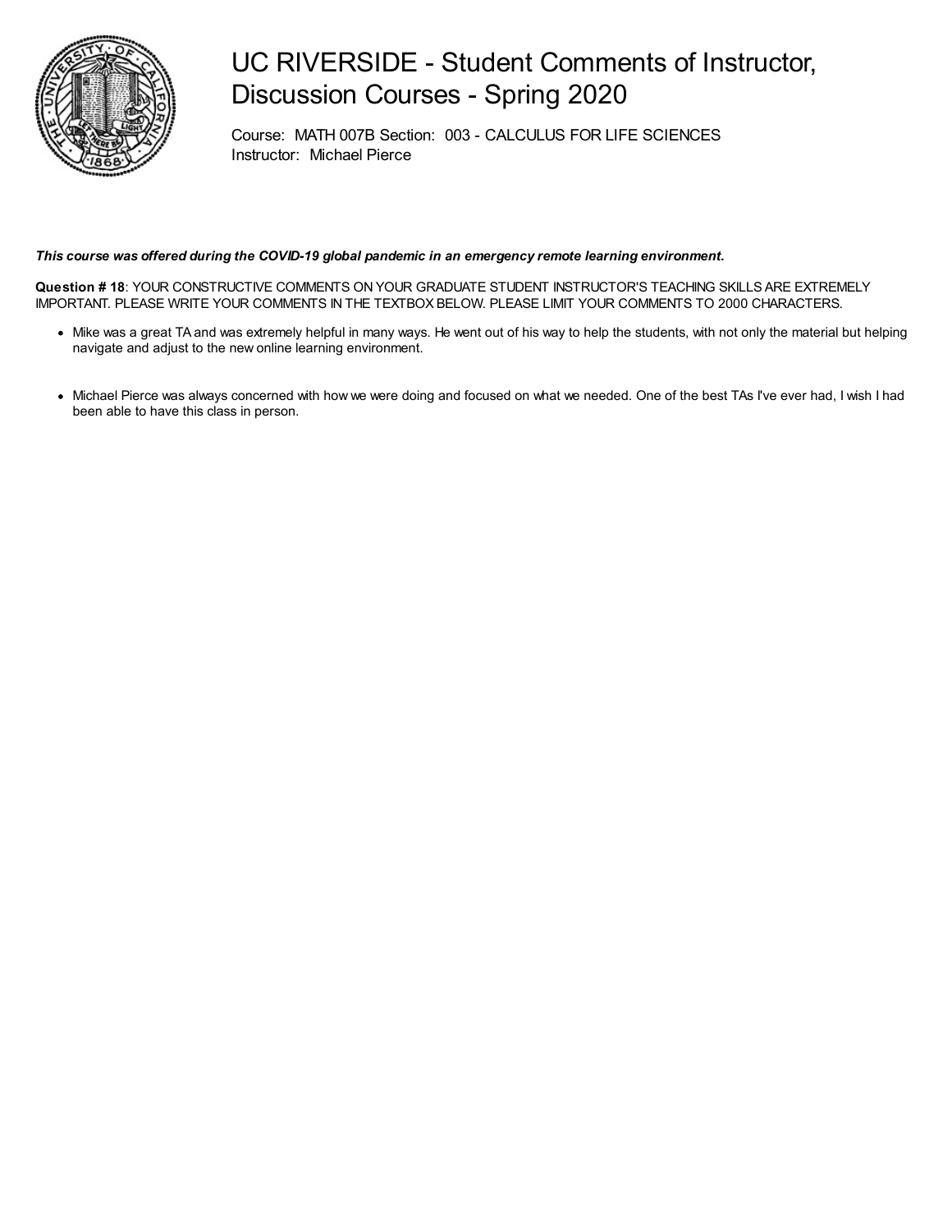# UC RIVERSIDE - Student Comments of Instructor, Discussion Courses - Spring 2020

Course: MATH 007B Section: 003 - CALCULUS FOR LIFE SCIENCES
Instructor: Michael Pierce

***This course was offered during the COVID-19 global pandemic in an emergency remote learning environment.***

**Question # 18**: YOUR CONSTRUCTIVE COMMENTS ON YOUR GRADUATE STUDENT INSTRUCTOR'S TEACHING SKILLS ARE EXTREMELY IMPORTANT. PLEASE WRITE YOUR COMMENTS IN THE TEXTBOX BELOW. PLEASE LIMIT YOUR COMMENTS TO 2000 CHARACTERS.

- Mike was a great TA and was extremely helpful in many ways. He went out of his way to help the students, with not only the material but helping navigate and adjust to the new online learning environment.
- Michael Pierce was always concerned with how we were doing and focused on what we needed. One of the best TAs I've ever had, I wish I had been able to have this class in person.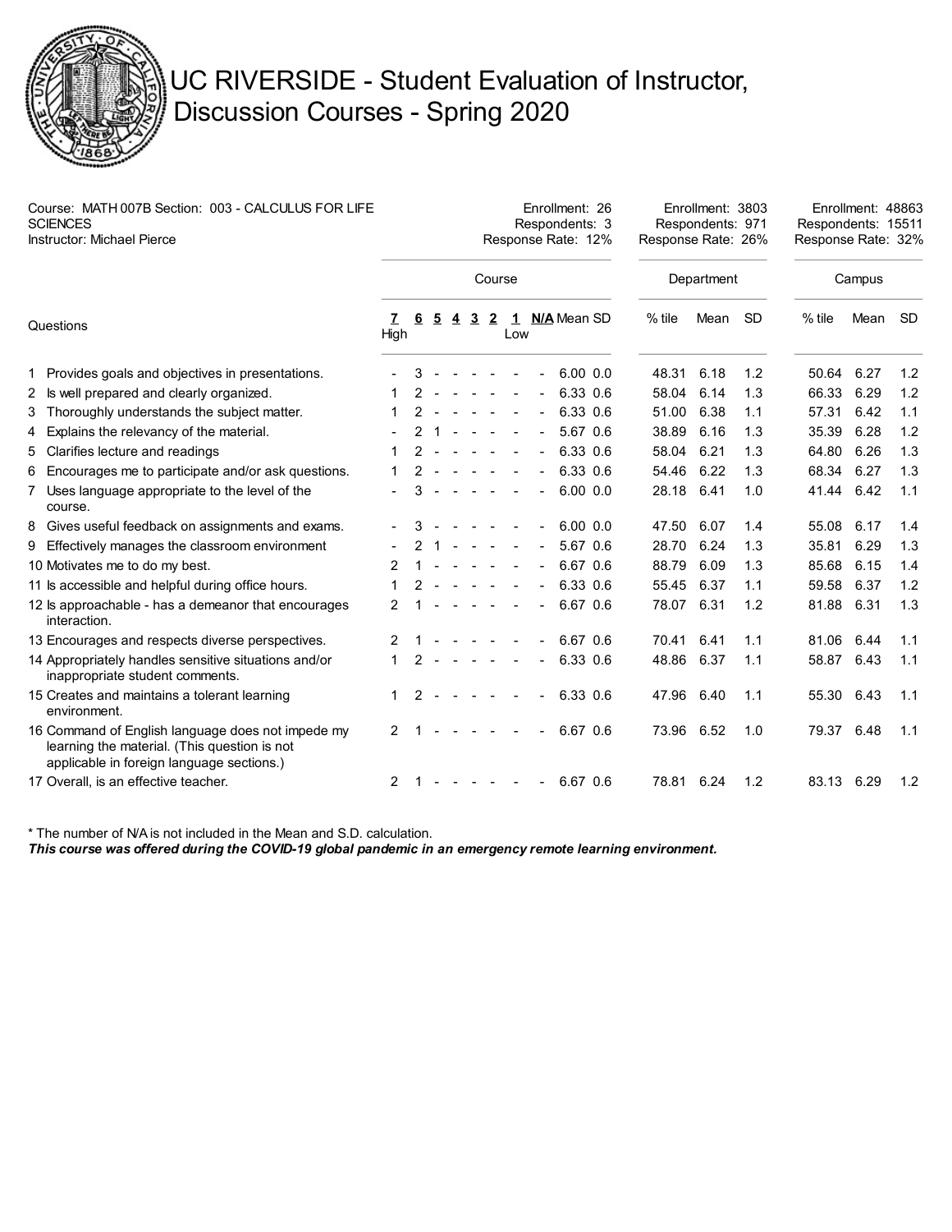# UC RIVERSIDE - Student Evaluation of Instructor, Discussion Courses - Spring 2020

Course: MATH 007B Section: 003 - CALCULUS FOR LIFE SCIENCES
Instructor: Michael Pierce

| | Course | Department | Campus |
|---|---|---|---|
| Enrollment | 26 | 3803 | 48863 |
| Respondents | 3 | 971 | 15511 |
| Response Rate | 12% | 26% | 32% |

| Questions | 7 High | 6 | 5 | 4 | 3 | 2 | 1 Low | N/A | Mean | SD | Dept. % tile | Dept. Mean | Dept. SD | Campus % tile | Campus Mean | Campus SD |
|---|---|---|---|---|---|---|---|---|---|---|---|---|---|---|---|---|
| 1 Provides goals and objectives in presentations. | - | 3 | - | - | - | - | - | - | 6.00 | 0.0 | 48.31 | 6.18 | 1.2 | 50.64 | 6.27 | 1.2 |
| 2 Is well prepared and clearly organized. | 1 | 2 | - | - | - | - | - | - | 6.33 | 0.6 | 58.04 | 6.14 | 1.3 | 66.33 | 6.29 | 1.2 |
| 3 Thoroughly understands the subject matter. | 1 | 2 | - | - | - | - | - | - | 6.33 | 0.6 | 51.00 | 6.38 | 1.1 | 57.31 | 6.42 | 1.1 |
| 4 Explains the relevancy of the material. | - | 2 | 1 | - | - | - | - | - | 5.67 | 0.6 | 38.89 | 6.16 | 1.3 | 35.39 | 6.28 | 1.2 |
| 5 Clarifies lecture and readings | 1 | 2 | - | - | - | - | - | - | 6.33 | 0.6 | 58.04 | 6.21 | 1.3 | 64.80 | 6.26 | 1.3 |
| 6 Encourages me to participate and/or ask questions. | 1 | 2 | - | - | - | - | - | - | 6.33 | 0.6 | 54.46 | 6.22 | 1.3 | 68.34 | 6.27 | 1.3 |
| 7 Uses language appropriate to the level of the course. | - | 3 | - | - | - | - | - | - | 6.00 | 0.0 | 28.18 | 6.41 | 1.0 | 41.44 | 6.42 | 1.1 |
| 8 Gives useful feedback on assignments and exams. | - | 3 | - | - | - | - | - | - | 6.00 | 0.0 | 47.50 | 6.07 | 1.4 | 55.08 | 6.17 | 1.4 |
| 9 Effectively manages the classroom environment | - | 2 | 1 | - | - | - | - | - | 5.67 | 0.6 | 28.70 | 6.24 | 1.3 | 35.81 | 6.29 | 1.3 |
| 10 Motivates me to do my best. | 2 | 1 | - | - | - | - | - | - | 6.67 | 0.6 | 88.79 | 6.09 | 1.3 | 85.68 | 6.15 | 1.4 |
| 11 Is accessible and helpful during office hours. | 1 | 2 | - | - | - | - | - | - | 6.33 | 0.6 | 55.45 | 6.37 | 1.1 | 59.58 | 6.37 | 1.2 |
| 12 Is approachable - has a demeanor that encourages interaction. | 2 | 1 | - | - | - | - | - | - | 6.67 | 0.6 | 78.07 | 6.31 | 1.2 | 81.88 | 6.31 | 1.3 |
| 13 Encourages and respects diverse perspectives. | 2 | 1 | - | - | - | - | - | - | 6.67 | 0.6 | 70.41 | 6.41 | 1.1 | 81.06 | 6.44 | 1.1 |
| 14 Appropriately handles sensitive situations and/or inappropriate student comments. | 1 | 2 | - | - | - | - | - | - | 6.33 | 0.6 | 48.86 | 6.37 | 1.1 | 58.87 | 6.43 | 1.1 |
| 15 Creates and maintains a tolerant learning environment. | 1 | 2 | - | - | - | - | - | - | 6.33 | 0.6 | 47.96 | 6.40 | 1.1 | 55.30 | 6.43 | 1.1 |
| 16 Command of English language does not impede my learning the material. (This question is not applicable in foreign language sections.) | 2 | 1 | - | - | - | - | - | - | 6.67 | 0.6 | 73.96 | 6.52 | 1.0 | 79.37 | 6.48 | 1.1 |
| 17 Overall, is an effective teacher. | 2 | 1 | - | - | - | - | - | - | 6.67 | 0.6 | 78.81 | 6.24 | 1.2 | 83.13 | 6.29 | 1.2 |

* The number of N/A is not included in the Mean and S.D. calculation.

***This course was offered during the COVID-19 global pandemic in an emergency remote learning environment.***